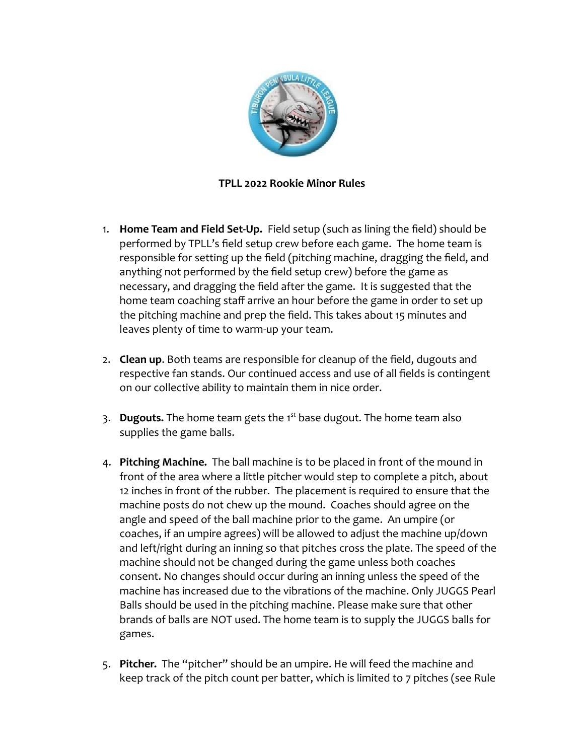# TPLL 2022 Rookie Minor Rules

1. **Home Team and Field Set-Up.** Field setup (such as lining the field) should be performed by TPLL's field setup crew before each game. The home team is responsible for setting up the field (pitching machine, dragging the field, and anything not performed by the field setup crew) before the game as necessary, and dragging the field after the game. It is suggested that the home team coaching staff arrive an hour before the game in order to set up the pitching machine and prep the field. This takes about 15 minutes and leaves plenty of time to warm-up your team.

2. **Clean up**. Both teams are responsible for cleanup of the field, dugouts and respective fan stands. Our continued access and use of all fields is contingent on our collective ability to maintain them in nice order.

3. **Dugouts.** The home team gets the 1st base dugout. The home team also supplies the game balls.

4. **Pitching Machine.** The ball machine is to be placed in front of the mound in front of the area where a little pitcher would step to complete a pitch, about 12 inches in front of the rubber. The placement is required to ensure that the machine posts do not chew up the mound. Coaches should agree on the angle and speed of the ball machine prior to the game. An umpire (or coaches, if an umpire agrees) will be allowed to adjust the machine up/down and left/right during an inning so that pitches cross the plate. The speed of the machine should not be changed during the game unless both coaches consent. No changes should occur during an inning unless the speed of the machine has increased due to the vibrations of the machine. Only JUGGS Pearl Balls should be used in the pitching machine. Please make sure that other brands of balls are NOT used. The home team is to supply the JUGGS balls for games.

5. **Pitcher.** The "pitcher" should be an umpire. He will feed the machine and keep track of the pitch count per batter, which is limited to 7 pitches (see Rule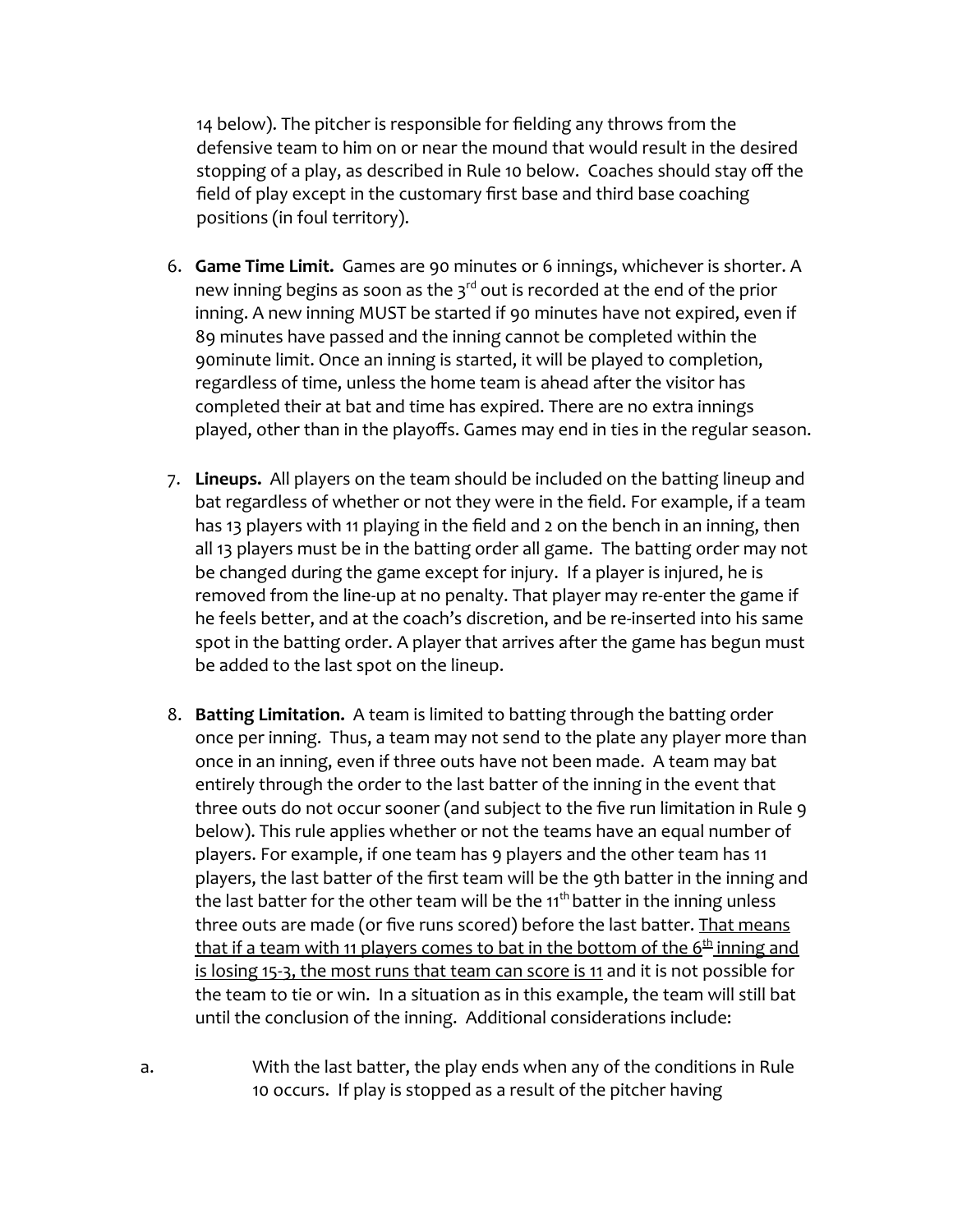14 below). The pitcher is responsible for fielding any throws from the defensive team to him on or near the mound that would result in the desired stopping of a play, as described in Rule 10 below. Coaches should stay off the field of play except in the customary first base and third base coaching positions (in foul territory).

6. **Game Time Limit.** Games are 90 minutes or 6 innings, whichever is shorter. A new inning begins as soon as the 3rd out is recorded at the end of the prior inning. A new inning MUST be started if 90 minutes have not expired, even if 89 minutes have passed and the inning cannot be completed within the 90minute limit. Once an inning is started, it will be played to completion, regardless of time, unless the home team is ahead after the visitor has completed their at bat and time has expired. There are no extra innings played, other than in the playoffs. Games may end in ties in the regular season.

7. **Lineups.** All players on the team should be included on the batting lineup and bat regardless of whether or not they were in the field. For example, if a team has 13 players with 11 playing in the field and 2 on the bench in an inning, then all 13 players must be in the batting order all game. The batting order may not be changed during the game except for injury. If a player is injured, he is removed from the line-up at no penalty. That player may re-enter the game if he feels better, and at the coach's discretion, and be re-inserted into his same spot in the batting order. A player that arrives after the game has begun must be added to the last spot on the lineup.

8. **Batting Limitation.** A team is limited to batting through the batting order once per inning. Thus, a team may not send to the plate any player more than once in an inning, even if three outs have not been made. A team may bat entirely through the order to the last batter of the inning in the event that three outs do not occur sooner (and subject to the five run limitation in Rule 9 below). This rule applies whether or not the teams have an equal number of players. For example, if one team has 9 players and the other team has 11 players, the last batter of the first team will be the 9th batter in the inning and the last batter for the other team will be the 11th batter in the inning unless three outs are made (or five runs scored) before the last batter. <u>That means that if a team with 11 players comes to bat in the bottom of the 6th inning and is losing 15-3, the most runs that team can score is 11</u> and it is not possible for the team to tie or win. In a situation as in this example, the team will still bat until the conclusion of the inning. Additional considerations include:

a. With the last batter, the play ends when any of the conditions in Rule 10 occurs. If play is stopped as a result of the pitcher having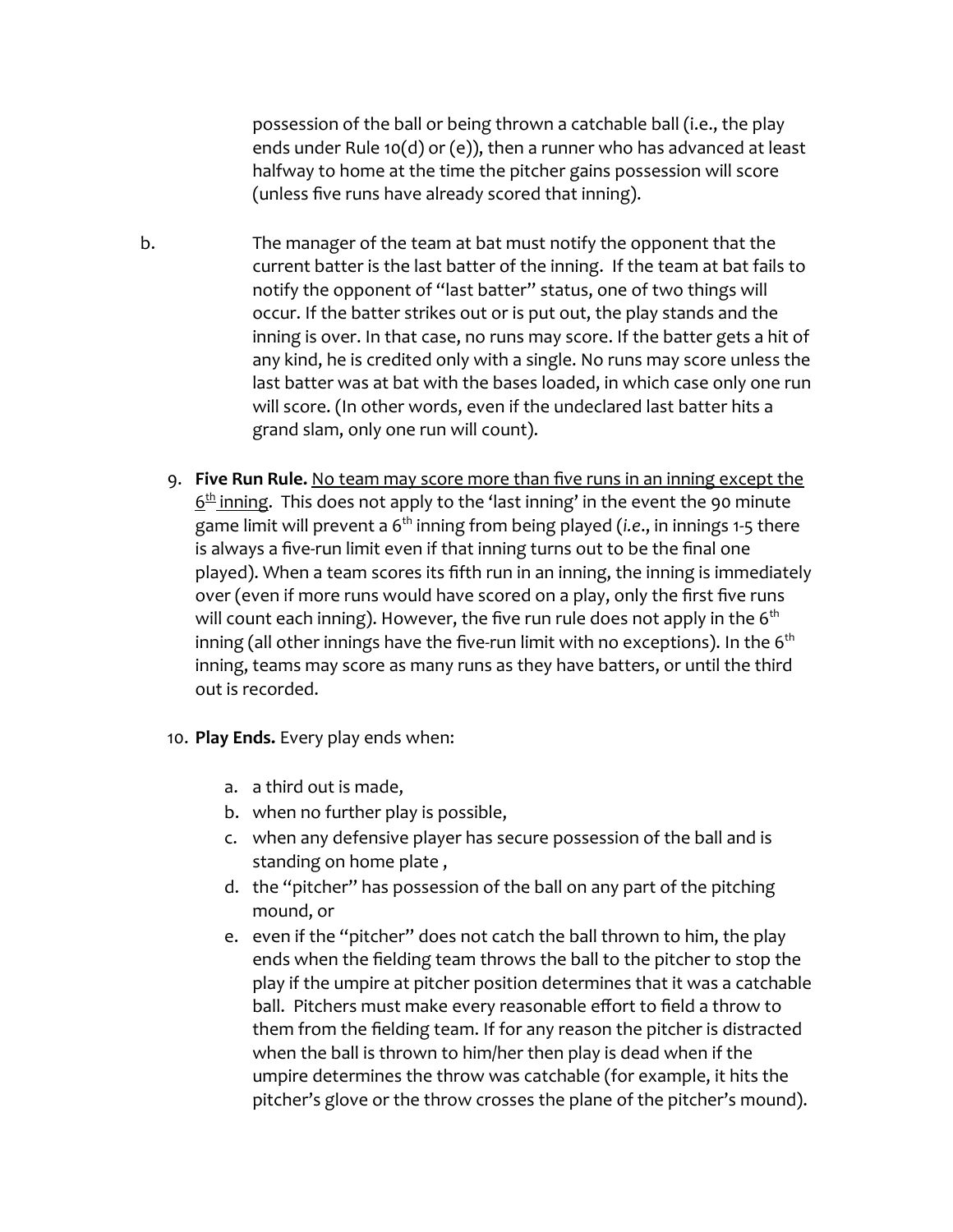possession of the ball or being thrown a catchable ball (i.e., the play ends under Rule 10(d) or (e)), then a runner who has advanced at least halfway to home at the time the pitcher gains possession will score (unless five runs have already scored that inning).

b. The manager of the team at bat must notify the opponent that the current batter is the last batter of the inning. If the team at bat fails to notify the opponent of "last batter" status, one of two things will occur. If the batter strikes out or is put out, the play stands and the inning is over. In that case, no runs may score. If the batter gets a hit of any kind, he is credited only with a single. No runs may score unless the last batter was at bat with the bases loaded, in which case only one run will score. (In other words, even if the undeclared last batter hits a grand slam, only one run will count).

9. **Five Run Rule.** <u>No team may score more than five runs in an inning except the 6th inning</u>. This does not apply to the 'last inning' in the event the 90 minute game limit will prevent a 6th inning from being played (*i.e.*, in innings 1-5 there is always a five-run limit even if that inning turns out to be the final one played). When a team scores its fifth run in an inning, the inning is immediately over (even if more runs would have scored on a play, only the first five runs will count each inning). However, the five run rule does not apply in the 6th inning (all other innings have the five-run limit with no exceptions). In the 6th inning, teams may score as many runs as they have batters, or until the third out is recorded.

10. **Play Ends.** Every play ends when:

    a. a third out is made,
    b. when no further play is possible,
    c. when any defensive player has secure possession of the ball and is standing on home plate ,
    d. the "pitcher" has possession of the ball on any part of the pitching mound, or
    e. even if the "pitcher" does not catch the ball thrown to him, the play ends when the fielding team throws the ball to the pitcher to stop the play if the umpire at pitcher position determines that it was a catchable ball. Pitchers must make every reasonable effort to field a throw to them from the fielding team. If for any reason the pitcher is distracted when the ball is thrown to him/her then play is dead when if the umpire determines the throw was catchable (for example, it hits the pitcher's glove or the throw crosses the plane of the pitcher's mound).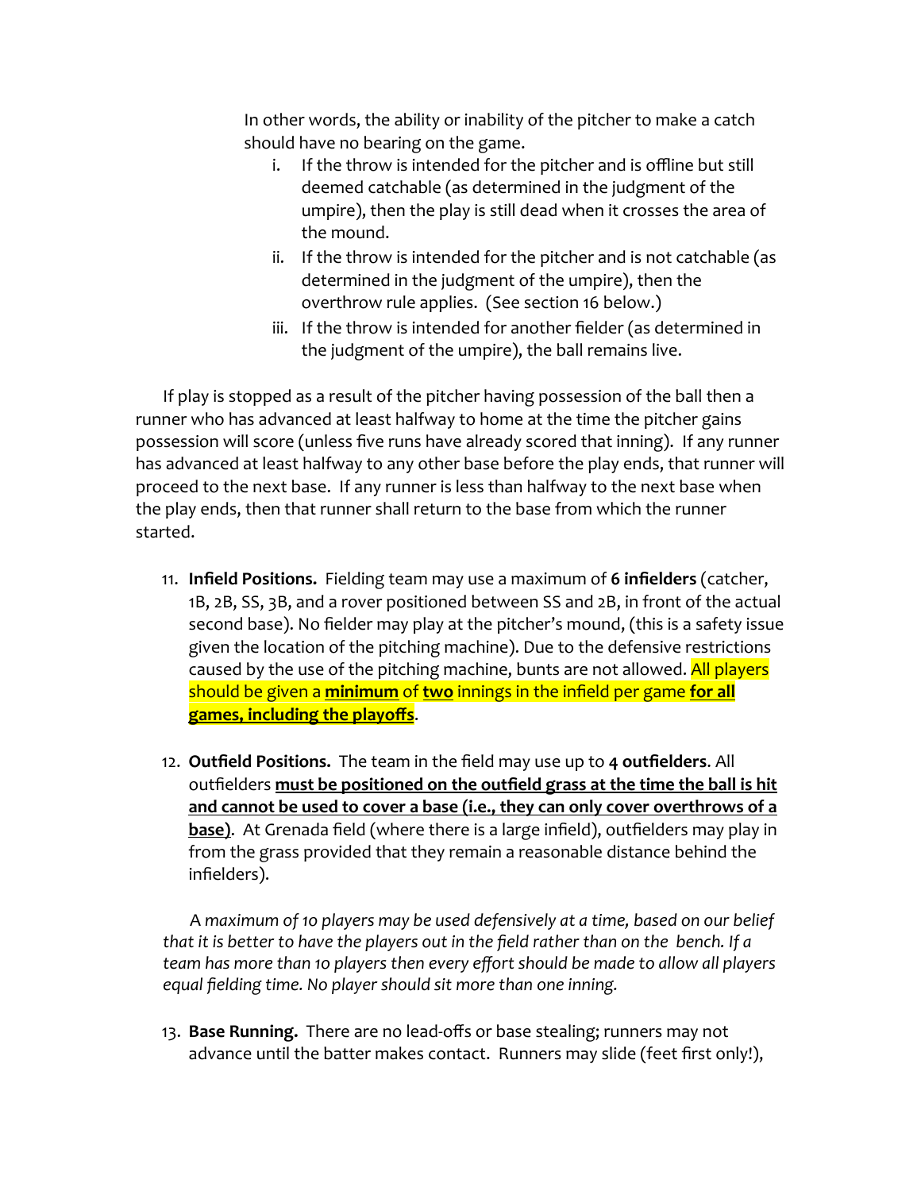In other words, the ability or inability of the pitcher to make a catch should have no bearing on the game.

i. If the throw is intended for the pitcher and is offline but still deemed catchable (as determined in the judgment of the umpire), then the play is still dead when it crosses the area of the mound.
ii. If the throw is intended for the pitcher and is not catchable (as determined in the judgment of the umpire), then the overthrow rule applies. (See section 16 below.)
iii. If the throw is intended for another fielder (as determined in the judgment of the umpire), the ball remains live.

If play is stopped as a result of the pitcher having possession of the ball then a runner who has advanced at least halfway to home at the time the pitcher gains possession will score (unless five runs have already scored that inning). If any runner has advanced at least halfway to any other base before the play ends, that runner will proceed to the next base. If any runner is less than halfway to the next base when the play ends, then that runner shall return to the base from which the runner started.

11. **Infield Positions.** Fielding team may use a maximum of **6 infielders** (catcher, 1B, 2B, SS, 3B, and a rover positioned between SS and 2B, in front of the actual second base). No fielder may play at the pitcher's mound, (this is a safety issue given the location of the pitching machine). Due to the defensive restrictions caused by the use of the pitching machine, bunts are not allowed. All players should be given a <u>**minimum**</u> of <u>**two**</u> innings in the infield per game <u>**for all games, including the playoffs**</u>.

12. **Outfield Positions.** The team in the field may use up to **4 outfielders**. All outfielders <u>**must be positioned on the outfield grass at the time the ball is hit and cannot be used to cover a base (i.e., they can only cover overthrows of a base)**</u>. At Grenada field (where there is a large infield), outfielders may play in from the grass provided that they remain a reasonable distance behind the infielders).

*A maximum of 10 players may be used defensively at a time, based on our belief that it is better to have the players out in the field rather than on the bench. If a team has more than 10 players then every effort should be made to allow all players equal fielding time. No player should sit more than one inning.*

13. **Base Running.** There are no lead-offs or base stealing; runners may not advance until the batter makes contact. Runners may slide (feet first only!),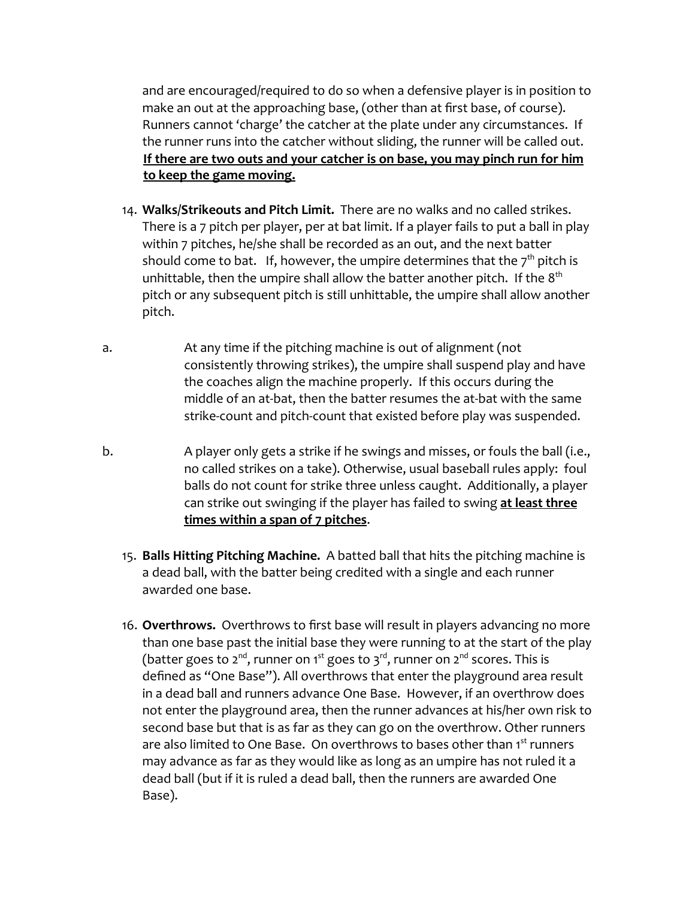and are encouraged/required to do so when a defensive player is in position to make an out at the approaching base, (other than at first base, of course). Runners cannot 'charge' the catcher at the plate under any circumstances. If the runner runs into the catcher without sliding, the runner will be called out. **<u>If there are two outs and your catcher is on base, you may pinch run for him to keep the game moving.</u>**

14. **Walks/Strikeouts and Pitch Limit.** There are no walks and no called strikes. There is a 7 pitch per player, per at bat limit. If a player fails to put a ball in play within 7 pitches, he/she shall be recorded as an out, and the next batter should come to bat. If, however, the umpire determines that the $7^{th}$ pitch is unhittable, then the umpire shall allow the batter another pitch. If the $8^{th}$ pitch or any subsequent pitch is still unhittable, the umpire shall allow another pitch.

a. At any time if the pitching machine is out of alignment (not consistently throwing strikes), the umpire shall suspend play and have the coaches align the machine properly. If this occurs during the middle of an at-bat, then the batter resumes the at-bat with the same strike-count and pitch-count that existed before play was suspended.

b. A player only gets a strike if he swings and misses, or fouls the ball (i.e., no called strikes on a take). Otherwise, usual baseball rules apply: foul balls do not count for strike three unless caught. Additionally, a player can strike out swinging if the player has failed to swing **<u>at least three times within a span of 7 pitches</u>**.

15. **Balls Hitting Pitching Machine.** A batted ball that hits the pitching machine is a dead ball, with the batter being credited with a single and each runner awarded one base.

16. **Overthrows.** Overthrows to first base will result in players advancing no more than one base past the initial base they were running to at the start of the play (batter goes to $2^{nd}$, runner on $1^{st}$ goes to $3^{rd}$, runner on $2^{nd}$ scores. This is defined as "One Base"). All overthrows that enter the playground area result in a dead ball and runners advance One Base. However, if an overthrow does not enter the playground area, then the runner advances at his/her own risk to second base but that is as far as they can go on the overthrow. Other runners are also limited to One Base. On overthrows to bases other than $1^{st}$ runners may advance as far as they would like as long as an umpire has not ruled it a dead ball (but if it is ruled a dead ball, then the runners are awarded One Base).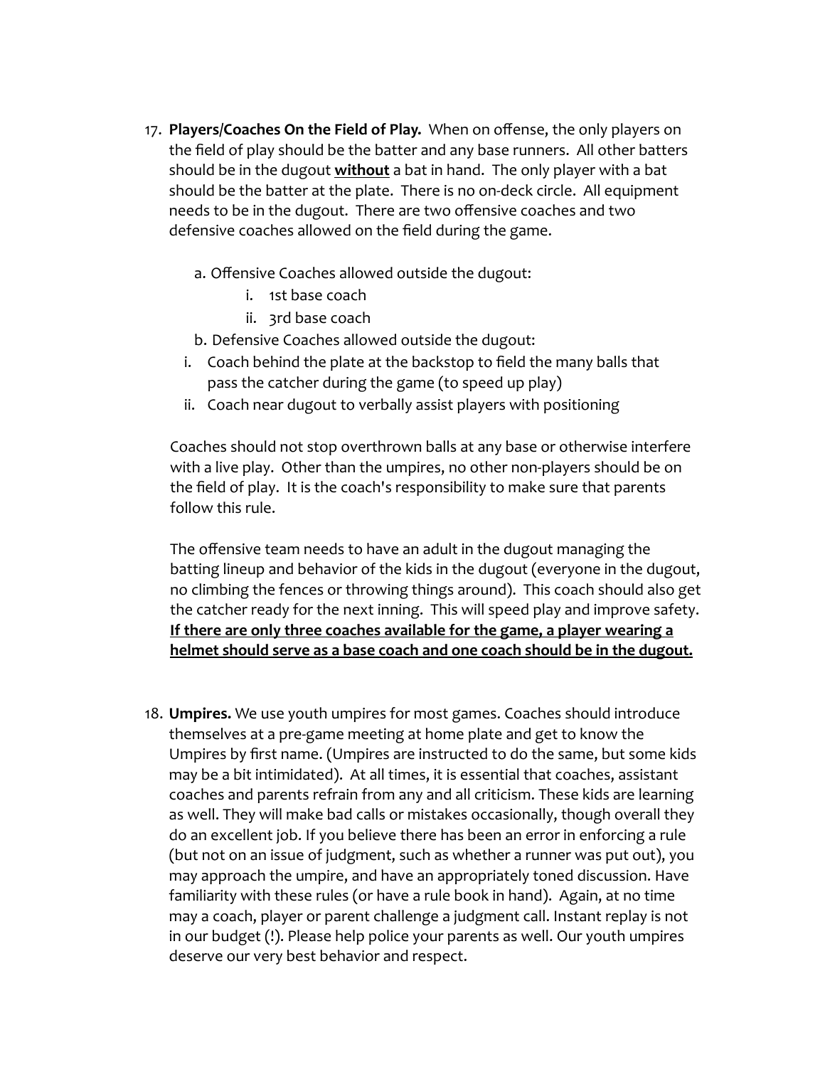17. **Players/Coaches On the Field of Play.** When on offense, the only players on the field of play should be the batter and any base runners. All other batters should be in the dugout **<u>without</u>** a bat in hand. The only player with a bat should be the batter at the plate. There is no on-deck circle. All equipment needs to be in the dugout. There are two offensive coaches and two defensive coaches allowed on the field during the game.

    a. Offensive Coaches allowed outside the dugout:
        i. 1st base coach
        ii. 3rd base coach

    b. Defensive Coaches allowed outside the dugout:
        i. Coach behind the plate at the backstop to field the many balls that pass the catcher during the game (to speed up play)
        ii. Coach near dugout to verbally assist players with positioning

    Coaches should not stop overthrown balls at any base or otherwise interfere with a live play. Other than the umpires, no other non-players should be on the field of play. It is the coach's responsibility to make sure that parents follow this rule.

    The offensive team needs to have an adult in the dugout managing the batting lineup and behavior of the kids in the dugout (everyone in the dugout, no climbing the fences or throwing things around). This coach should also get the catcher ready for the next inning. This will speed play and improve safety. **<u>If there are only three coaches available for the game, a player wearing a helmet should serve as a base coach and one coach should be in the dugout.</u>**

18. **Umpires.** We use youth umpires for most games. Coaches should introduce themselves at a pre-game meeting at home plate and get to know the Umpires by first name. (Umpires are instructed to do the same, but some kids may be a bit intimidated). At all times, it is essential that coaches, assistant coaches and parents refrain from any and all criticism. These kids are learning as well. They will make bad calls or mistakes occasionally, though overall they do an excellent job. If you believe there has been an error in enforcing a rule (but not on an issue of judgment, such as whether a runner was put out), you may approach the umpire, and have an appropriately toned discussion. Have familiarity with these rules (or have a rule book in hand). Again, at no time may a coach, player or parent challenge a judgment call. Instant replay is not in our budget (!). Please help police your parents as well. Our youth umpires deserve our very best behavior and respect.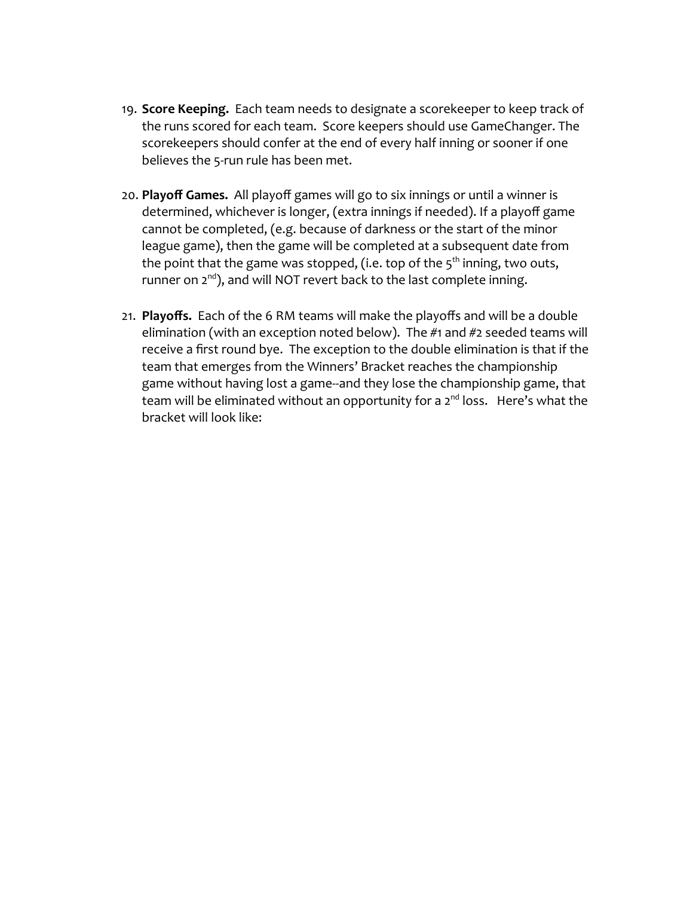19. **Score Keeping.** Each team needs to designate a scorekeeper to keep track of the runs scored for each team. Score keepers should use GameChanger. The scorekeepers should confer at the end of every half inning or sooner if one believes the 5-run rule has been met.

20. **Playoff Games.** All playoff games will go to six innings or until a winner is determined, whichever is longer, (extra innings if needed). If a playoff game cannot be completed, (e.g. because of darkness or the start of the minor league game), then the game will be completed at a subsequent date from the point that the game was stopped, (i.e. top of the 5th inning, two outs, runner on 2nd), and will NOT revert back to the last complete inning.

21. **Playoffs.** Each of the 6 RM teams will make the playoffs and will be a double elimination (with an exception noted below). The #1 and #2 seeded teams will receive a first round bye. The exception to the double elimination is that if the team that emerges from the Winners' Bracket reaches the championship game without having lost a game--and they lose the championship game, that team will be eliminated without an opportunity for a 2nd loss. Here's what the bracket will look like: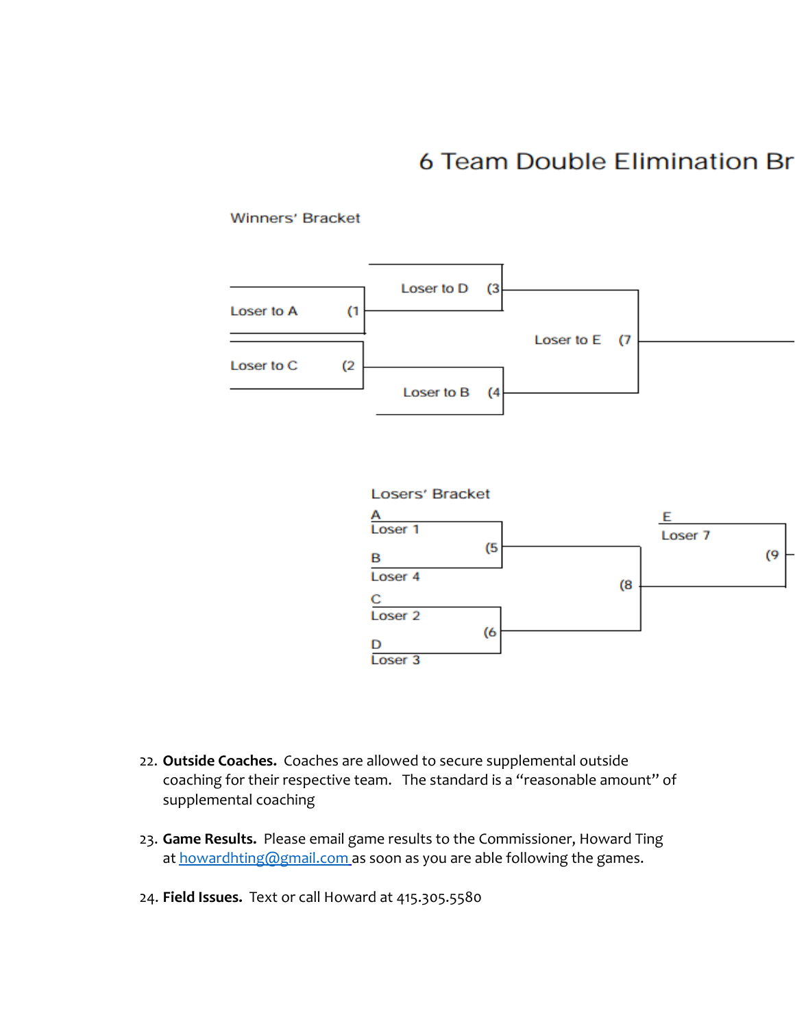# 6 Team Double Elimination Br

Winners' Bracket

Loser to A (1

Loser to C (2

Loser to D (3

Loser to B (4

Loser to E (7

Losers' Bracket

A
Loser 1

(5

B
Loser 4

C
Loser 2

(6

D
Loser 3

(8

E
Loser 7

(9

22. **Outside Coaches.** Coaches are allowed to secure supplemental outside coaching for their respective team. The standard is a "reasonable amount" of supplemental coaching

23. **Game Results.** Please email game results to the Commissioner, Howard Ting at howardhting@gmail.com as soon as you are able following the games.

24. **Field Issues.** Text or call Howard at 415.305.5580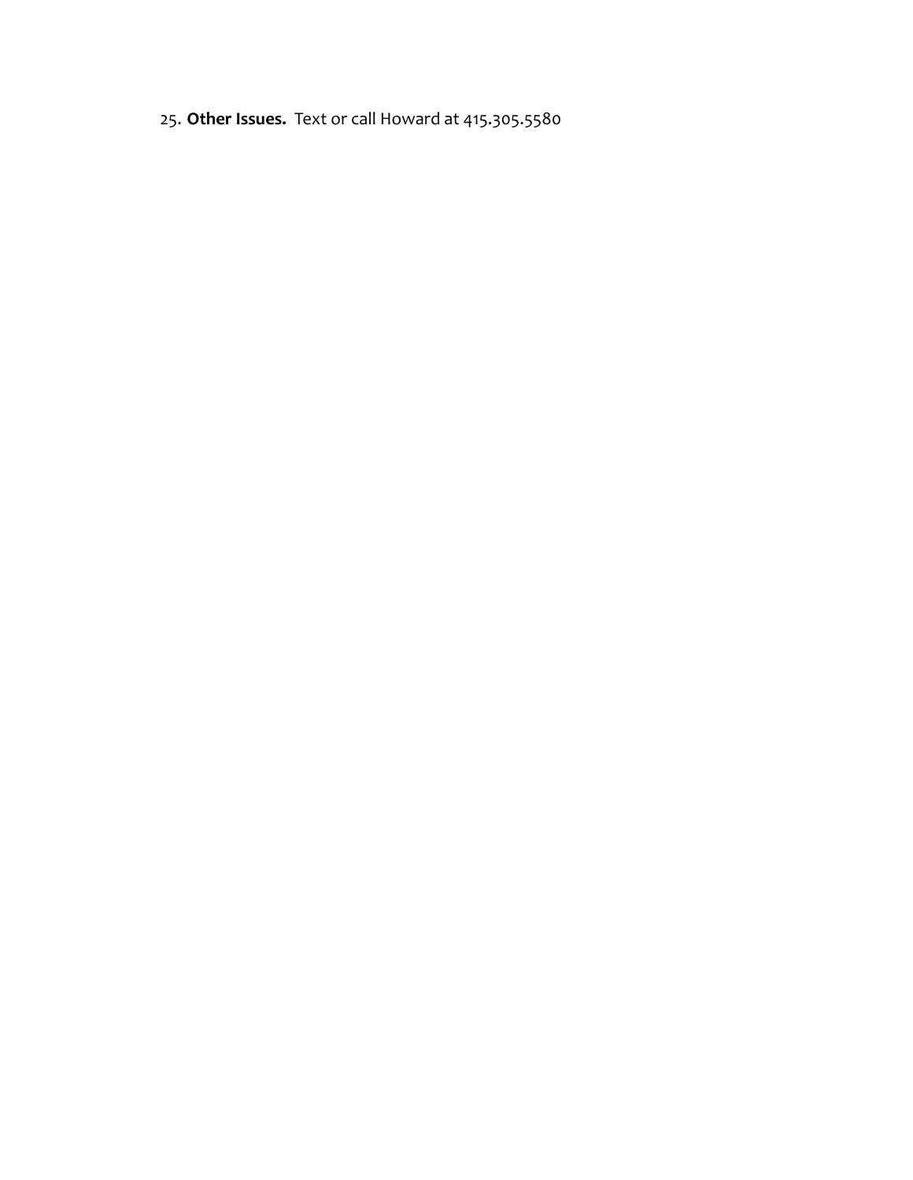25. **Other Issues.** Text or call Howard at 415.305.5580